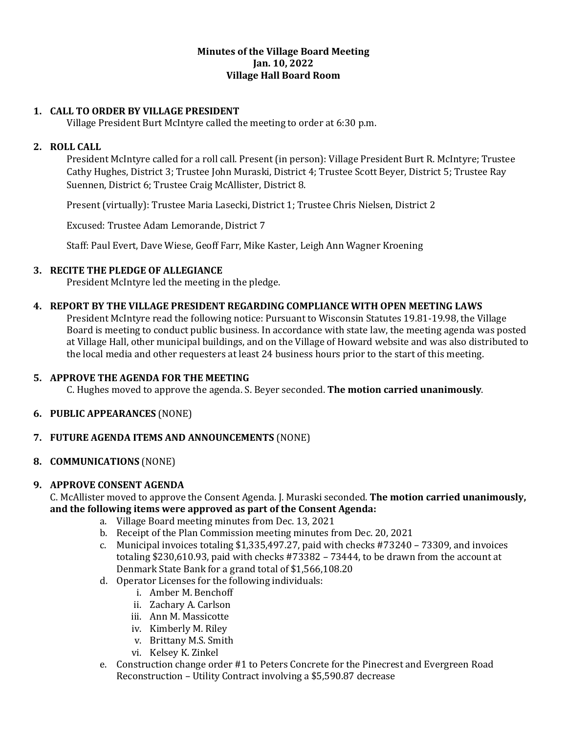**Minutes of the Village Board Meeting**
**Jan. 10, 2022**
**Village Hall Board Room**

1. **CALL TO ORDER BY VILLAGE PRESIDENT**
   Village President Burt McIntyre called the meeting to order at 6:30 p.m.

2. **ROLL CALL**
   President McIntyre called for a roll call. Present (in person): Village President Burt R. McIntyre; Trustee Cathy Hughes, District 3; Trustee John Muraski, District 4; Trustee Scott Beyer, District 5; Trustee Ray Suennen, District 6; Trustee Craig McAllister, District 8.

   Present (virtually): Trustee Maria Lasecki, District 1; Trustee Chris Nielsen, District 2

   Excused: Trustee Adam Lemorande, District 7

   Staff: Paul Evert, Dave Wiese, Geoff Farr, Mike Kaster, Leigh Ann Wagner Kroening

3. **RECITE THE PLEDGE OF ALLEGIANCE**
   President McIntyre led the meeting in the pledge.

4. **REPORT BY THE VILLAGE PRESIDENT REGARDING COMPLIANCE WITH OPEN MEETING LAWS**
   President McIntyre read the following notice: Pursuant to Wisconsin Statutes 19.81-19.98, the Village Board is meeting to conduct public business. In accordance with state law, the meeting agenda was posted at Village Hall, other municipal buildings, and on the Village of Howard website and was also distributed to the local media and other requesters at least 24 business hours prior to the start of this meeting.

5. **APPROVE THE AGENDA FOR THE MEETING**
   C. Hughes moved to approve the agenda. S. Beyer seconded. **The motion carried unanimously**.

6. **PUBLIC APPEARANCES** (NONE)

7. **FUTURE AGENDA ITEMS AND ANNOUNCEMENTS** (NONE)

8. **COMMUNICATIONS** (NONE)

9. **APPROVE CONSENT AGENDA**
   C. McAllister moved to approve the Consent Agenda. J. Muraski seconded. **The motion carried unanimously, and the following items were approved as part of the Consent Agenda:**
   a. Village Board meeting minutes from Dec. 13, 2021
   b. Receipt of the Plan Commission meeting minutes from Dec. 20, 2021
   c. Municipal invoices totaling $1,335,497.27, paid with checks #73240 – 73309, and invoices totaling $230,610.93, paid with checks #73382 – 73444, to be drawn from the account at Denmark State Bank for a grand total of $1,566,108.20
   d. Operator Licenses for the following individuals:
      i. Amber M. Benchoff
      ii. Zachary A. Carlson
      iii. Ann M. Massicotte
      iv. Kimberly M. Riley
      v. Brittany M.S. Smith
      vi. Kelsey K. Zinkel
   e. Construction change order #1 to Peters Concrete for the Pinecrest and Evergreen Road Reconstruction – Utility Contract involving a $5,590.87 decrease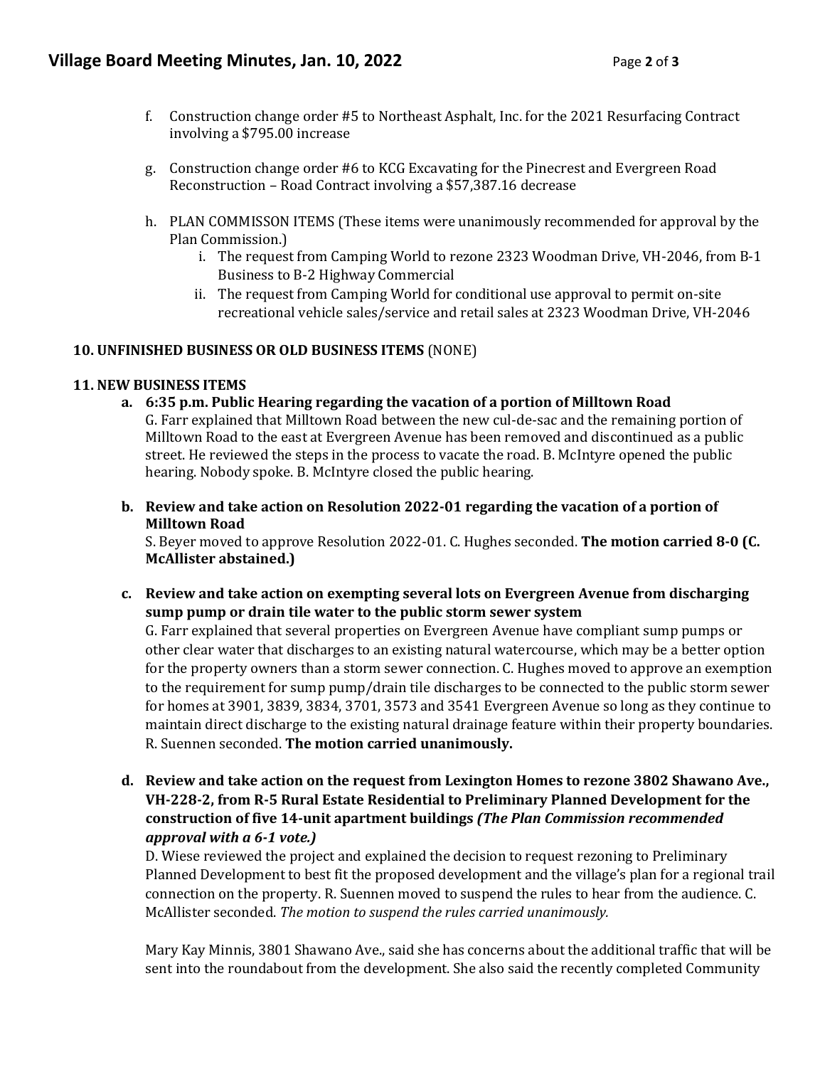f. Construction change order #5 to Northeast Asphalt, Inc. for the 2021 Resurfacing Contract involving a $795.00 increase

g. Construction change order #6 to KCG Excavating for the Pinecrest and Evergreen Road Reconstruction – Road Contract involving a $57,387.16 decrease

h. PLAN COMMISSON ITEMS (These items were unanimously recommended for approval by the Plan Commission.)
   i. The request from Camping World to rezone 2323 Woodman Drive, VH-2046, from B-1 Business to B-2 Highway Commercial
   ii. The request from Camping World for conditional use approval to permit on-site recreational vehicle sales/service and retail sales at 2323 Woodman Drive, VH-2046

**10. UNFINISHED BUSINESS OR OLD BUSINESS ITEMS** (NONE)

**11. NEW BUSINESS ITEMS**

**a. 6:35 p.m. Public Hearing regarding the vacation of a portion of Milltown Road**
G. Farr explained that Milltown Road between the new cul-de-sac and the remaining portion of Milltown Road to the east at Evergreen Avenue has been removed and discontinued as a public street. He reviewed the steps in the process to vacate the road. B. McIntyre opened the public hearing. Nobody spoke. B. McIntyre closed the public hearing.

**b. Review and take action on Resolution 2022-01 regarding the vacation of a portion of Milltown Road**
S. Beyer moved to approve Resolution 2022-01. C. Hughes seconded. **The motion carried 8-0 (C. McAllister abstained.)**

**c. Review and take action on exempting several lots on Evergreen Avenue from discharging sump pump or drain tile water to the public storm sewer system**
G. Farr explained that several properties on Evergreen Avenue have compliant sump pumps or other clear water that discharges to an existing natural watercourse, which may be a better option for the property owners than a storm sewer connection. C. Hughes moved to approve an exemption to the requirement for sump pump/drain tile discharges to be connected to the public storm sewer for homes at 3901, 3839, 3834, 3701, 3573 and 3541 Evergreen Avenue so long as they continue to maintain direct discharge to the existing natural drainage feature within their property boundaries. R. Suennen seconded. **The motion carried unanimously.**

**d. Review and take action on the request from Lexington Homes to rezone 3802 Shawano Ave., VH-228-2, from R-5 Rural Estate Residential to Preliminary Planned Development for the construction of five 14-unit apartment buildings *(The Plan Commission recommended approval with a 6-1 vote.)***
D. Wiese reviewed the project and explained the decision to request rezoning to Preliminary Planned Development to best fit the proposed development and the village's plan for a regional trail connection on the property. R. Suennen moved to suspend the rules to hear from the audience. C. McAllister seconded. *The motion to suspend the rules carried unanimously.*

Mary Kay Minnis, 3801 Shawano Ave., said she has concerns about the additional traffic that will be sent into the roundabout from the development. She also said the recently completed Community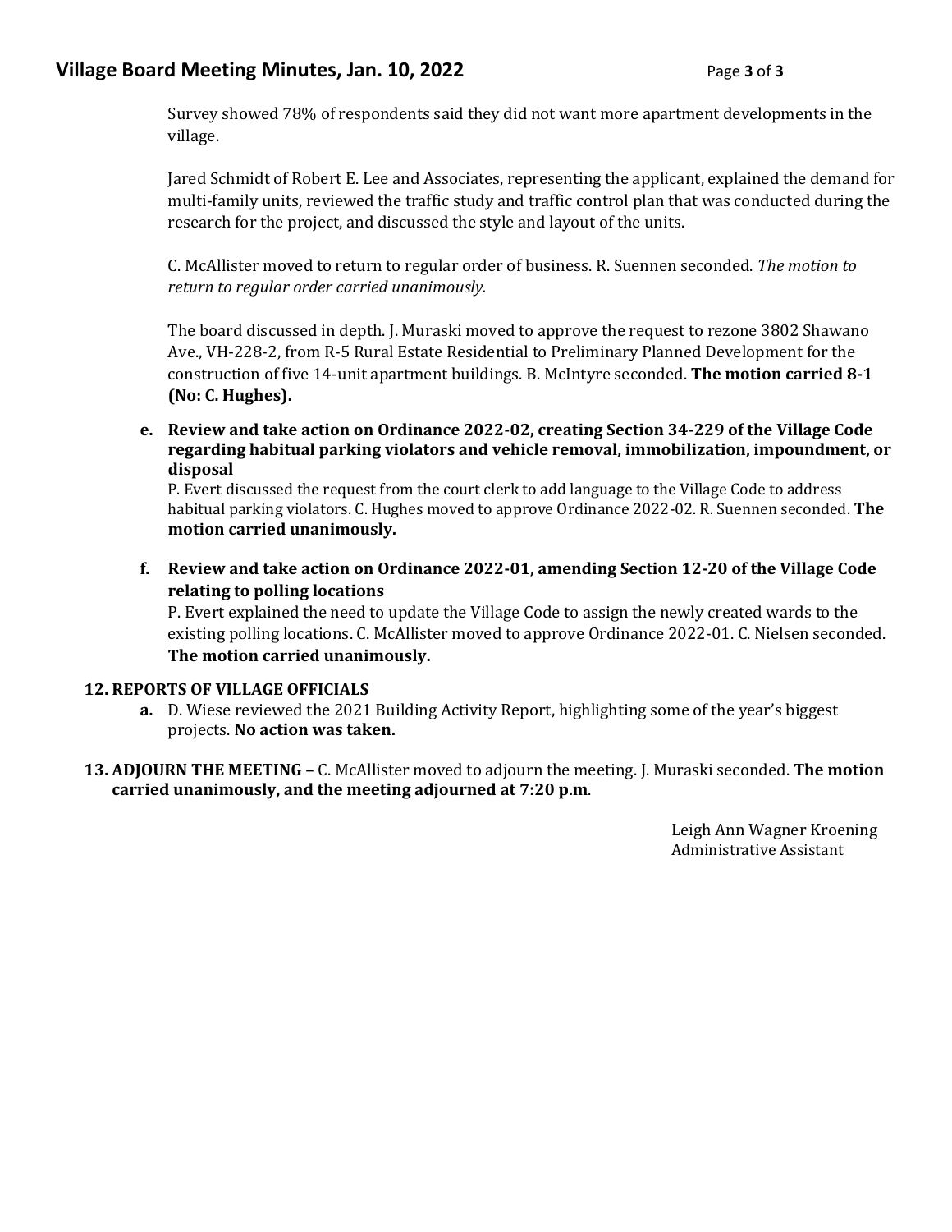Survey showed 78% of respondents said they did not want more apartment developments in the village.

Jared Schmidt of Robert E. Lee and Associates, representing the applicant, explained the demand for multi-family units, reviewed the traffic study and traffic control plan that was conducted during the research for the project, and discussed the style and layout of the units.

C. McAllister moved to return to regular order of business. R. Suennen seconded. *The motion to return to regular order carried unanimously.*

The board discussed in depth. J. Muraski moved to approve the request to rezone 3802 Shawano Ave., VH-228-2, from R-5 Rural Estate Residential to Preliminary Planned Development for the construction of five 14-unit apartment buildings. B. McIntyre seconded. **The motion carried 8-1 (No: C. Hughes).**

**e. Review and take action on Ordinance 2022-02, creating Section 34-229 of the Village Code regarding habitual parking violators and vehicle removal, immobilization, impoundment, or disposal**

P. Evert discussed the request from the court clerk to add language to the Village Code to address habitual parking violators. C. Hughes moved to approve Ordinance 2022-02. R. Suennen seconded. **The motion carried unanimously.**

**f. Review and take action on Ordinance 2022-01, amending Section 12-20 of the Village Code relating to polling locations**

P. Evert explained the need to update the Village Code to assign the newly created wards to the existing polling locations. C. McAllister moved to approve Ordinance 2022-01. C. Nielsen seconded. **The motion carried unanimously.**

**12. REPORTS OF VILLAGE OFFICIALS**

**a.** D. Wiese reviewed the 2021 Building Activity Report, highlighting some of the year's biggest projects. **No action was taken.**

**13. ADJOURN THE MEETING –** C. McAllister moved to adjourn the meeting. J. Muraski seconded. **The motion carried unanimously, and the meeting adjourned at 7:20 p.m**.

Leigh Ann Wagner Kroening
Administrative Assistant